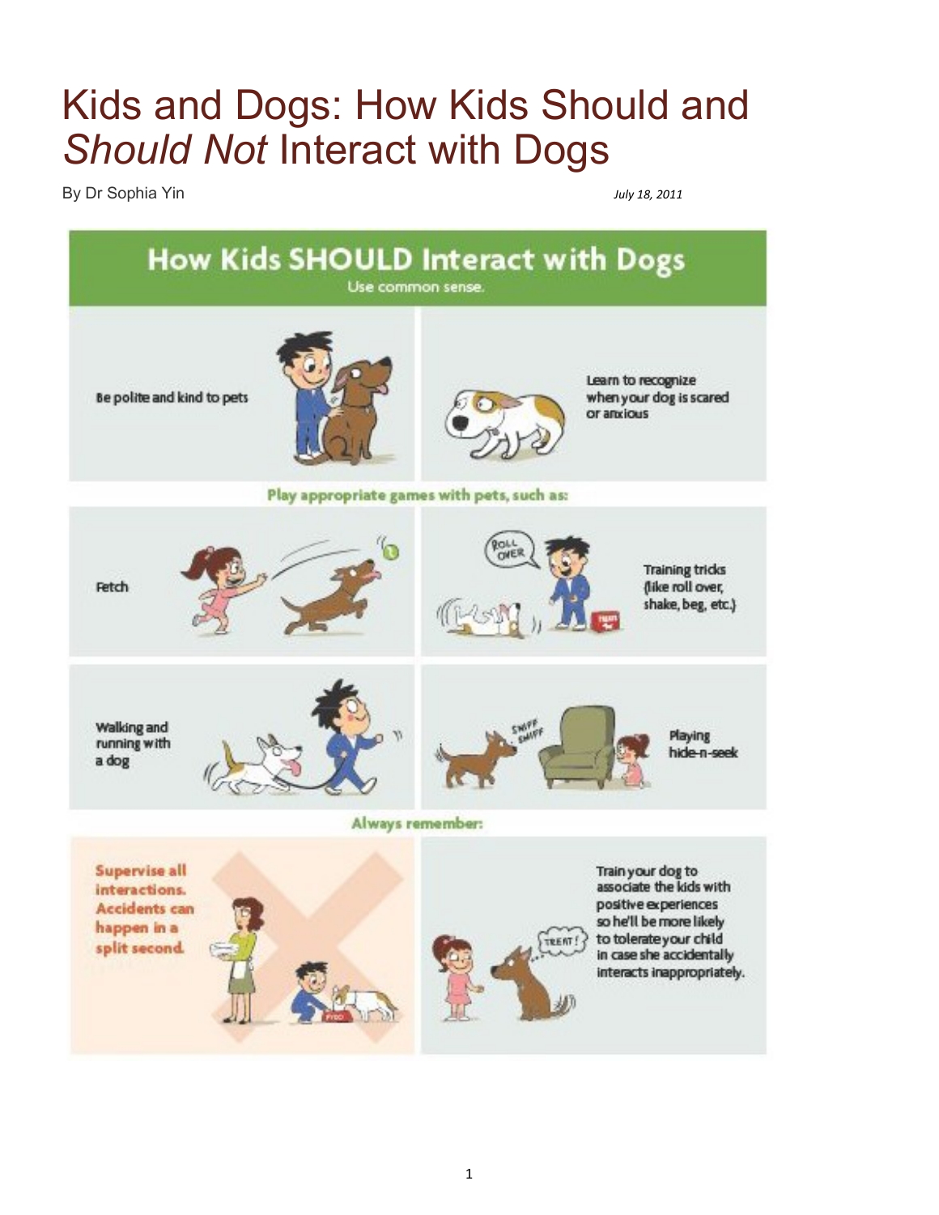# Kids and Dogs: How Kids Should and *Should Not* Interact with Dogs

By Dr Sophia Yin

*July 18, 2011*

## How Kids SHOULD Interact with Dogs

Use common sense.

Be polite and kind to pets

Learn to recognize when your dog is scared or anxious

**Play appropriate games with pets, such as:**

Fetch

Training tricks (like roll over, shake, beg, etc.)

Walking and running with a dog

Playing hide-n-seek

**Always remember:**

**Supervise all interactions. Accidents can happen in a split second.**

Train your dog to associate the kids with positive experiences so he'll be more likely to tolerate your child in case she accidentally interacts inappropriately.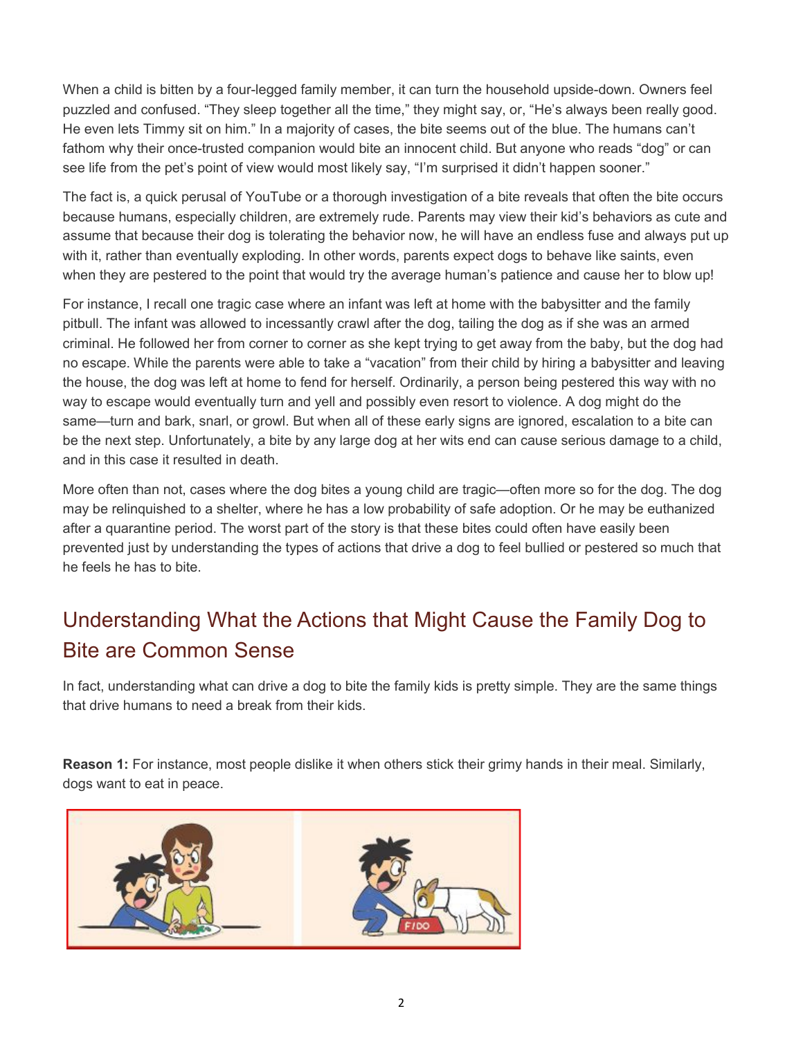When a child is bitten by a four-legged family member, it can turn the household upside-down. Owners feel puzzled and confused. “They sleep together all the time,” they might say, or, “He’s always been really good. He even lets Timmy sit on him.” In a majority of cases, the bite seems out of the blue. The humans can’t fathom why their once-trusted companion would bite an innocent child. But anyone who reads “dog” or can see life from the pet’s point of view would most likely say, “I’m surprised it didn’t happen sooner.”

The fact is, a quick perusal of YouTube or a thorough investigation of a bite reveals that often the bite occurs because humans, especially children, are extremely rude. Parents may view their kid’s behaviors as cute and assume that because their dog is tolerating the behavior now, he will have an endless fuse and always put up with it, rather than eventually exploding. In other words, parents expect dogs to behave like saints, even when they are pestered to the point that would try the average human’s patience and cause her to blow up!

For instance, I recall one tragic case where an infant was left at home with the babysitter and the family pitbull. The infant was allowed to incessantly crawl after the dog, tailing the dog as if she was an armed criminal. He followed her from corner to corner as she kept trying to get away from the baby, but the dog had no escape. While the parents were able to take a “vacation” from their child by hiring a babysitter and leaving the house, the dog was left at home to fend for herself. Ordinarily, a person being pestered this way with no way to escape would eventually turn and yell and possibly even resort to violence. A dog might do the same—turn and bark, snarl, or growl. But when all of these early signs are ignored, escalation to a bite can be the next step. Unfortunately, a bite by any large dog at her wits end can cause serious damage to a child, and in this case it resulted in death.

More often than not, cases where the dog bites a young child are tragic—often more so for the dog. The dog may be relinquished to a shelter, where he has a low probability of safe adoption. Or he may be euthanized after a quarantine period. The worst part of the story is that these bites could often have easily been prevented just by understanding the types of actions that drive a dog to feel bullied or pestered so much that he feels he has to bite.

## Understanding What the Actions that Might Cause the Family Dog to Bite are Common Sense

In fact, understanding what can drive a dog to bite the family kids is pretty simple. They are the same things that drive humans to need a break from their kids.

**Reason 1:** For instance, most people dislike it when others stick their grimy hands in their meal. Similarly, dogs want to eat in peace.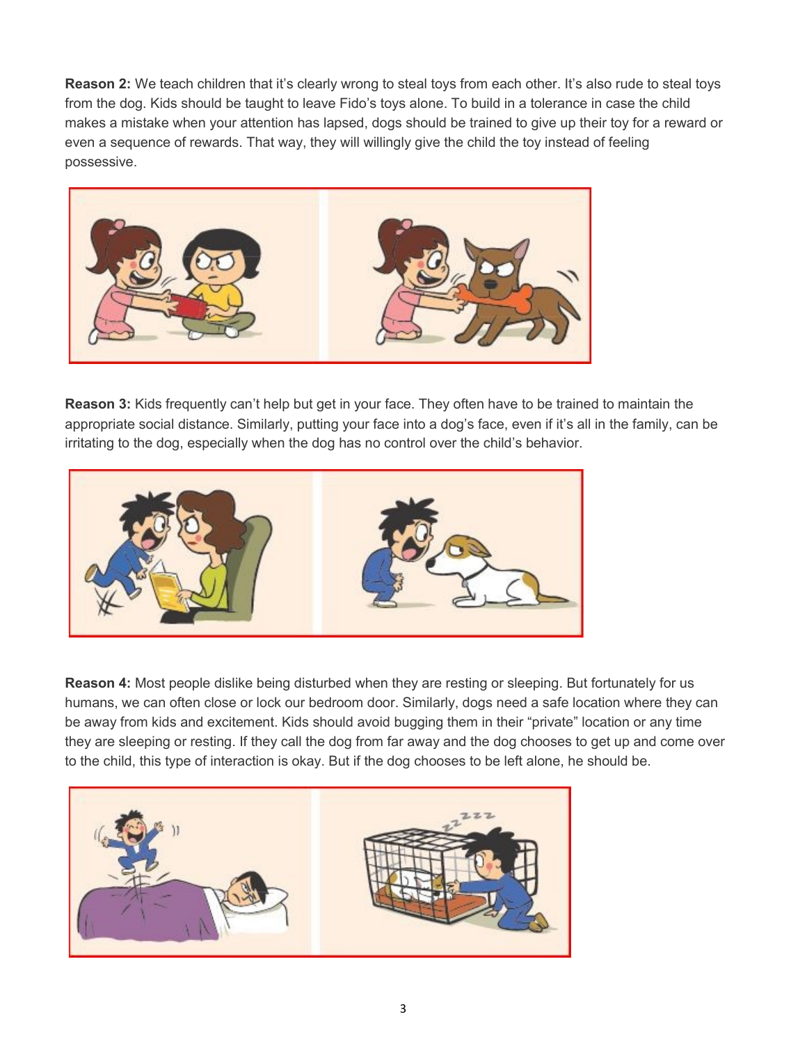**Reason 2:** We teach children that it's clearly wrong to steal toys from each other. It's also rude to steal toys from the dog. Kids should be taught to leave Fido's toys alone. To build in a tolerance in case the child makes a mistake when your attention has lapsed, dogs should be trained to give up their toy for a reward or even a sequence of rewards. That way, they will willingly give the child the toy instead of feeling possessive.

**Reason 3:** Kids frequently can't help but get in your face. They often have to be trained to maintain the appropriate social distance. Similarly, putting your face into a dog's face, even if it's all in the family, can be irritating to the dog, especially when the dog has no control over the child's behavior.

**Reason 4:** Most people dislike being disturbed when they are resting or sleeping. But fortunately for us humans, we can often close or lock our bedroom door. Similarly, dogs need a safe location where they can be away from kids and excitement. Kids should avoid bugging them in their "private" location or any time they are sleeping or resting. If they call the dog from far away and the dog chooses to get up and come over to the child, this type of interaction is okay. But if the dog chooses to be left alone, he should be.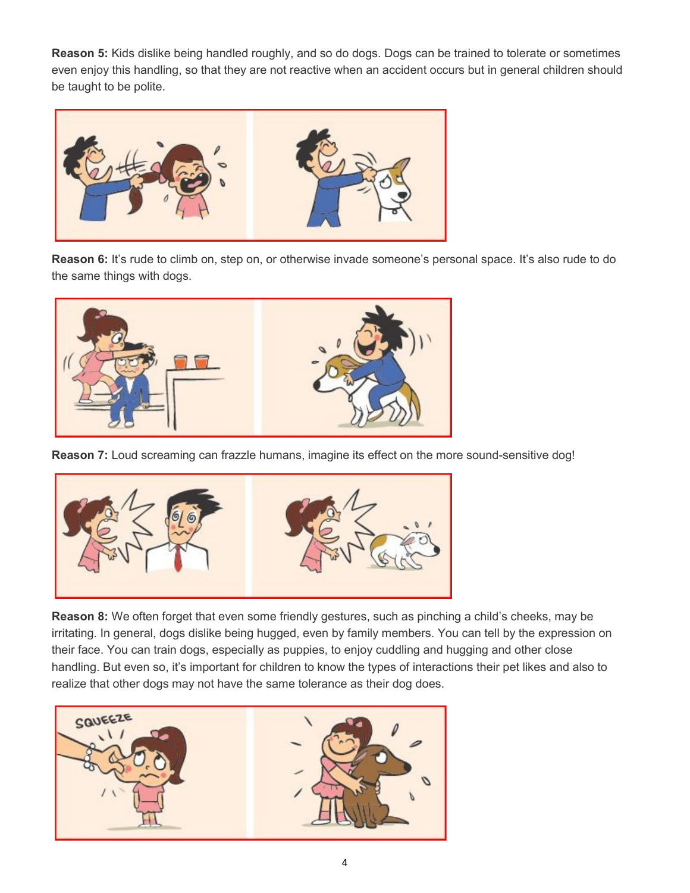**Reason 5:** Kids dislike being handled roughly, and so do dogs. Dogs can be trained to tolerate or sometimes even enjoy this handling, so that they are not reactive when an accident occurs but in general children should be taught to be polite.

**Reason 6:** It's rude to climb on, step on, or otherwise invade someone's personal space. It's also rude to do the same things with dogs.

**Reason 7:** Loud screaming can frazzle humans, imagine its effect on the more sound-sensitive dog!

**Reason 8:** We often forget that even some friendly gestures, such as pinching a child's cheeks, may be irritating. In general, dogs dislike being hugged, even by family members. You can tell by the expression on their face. You can train dogs, especially as puppies, to enjoy cuddling and hugging and other close handling. But even so, it's important for children to know the types of interactions their pet likes and also to realize that other dogs may not have the same tolerance as their dog does.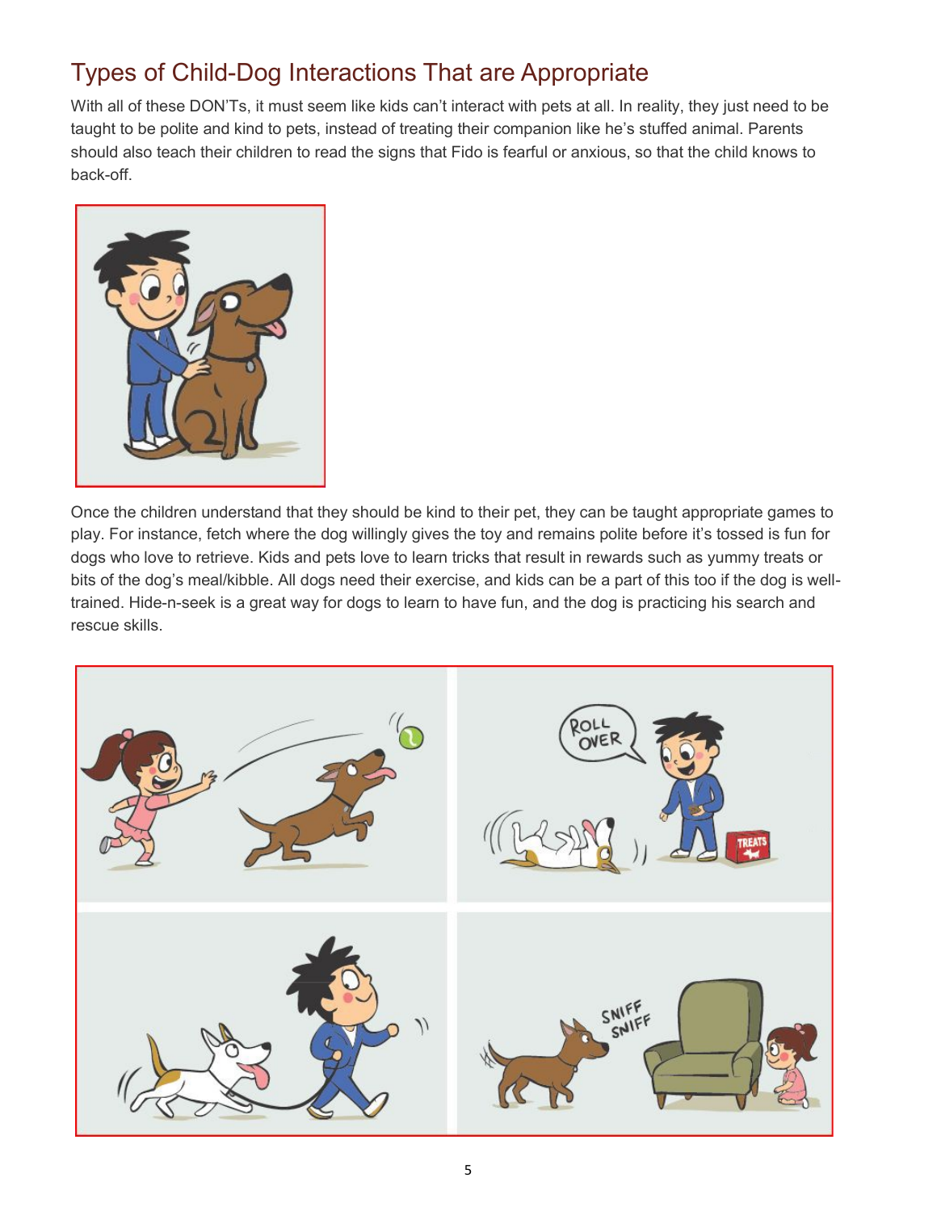## Types of Child-Dog Interactions That are Appropriate

With all of these DON'Ts, it must seem like kids can't interact with pets at all. In reality, they just need to be taught to be polite and kind to pets, instead of treating their companion like he's stuffed animal. Parents should also teach their children to read the signs that Fido is fearful or anxious, so that the child knows to back-off.

Once the children understand that they should be kind to their pet, they can be taught appropriate games to play. For instance, fetch where the dog willingly gives the toy and remains polite before it's tossed is fun for dogs who love to retrieve. Kids and pets love to learn tricks that result in rewards such as yummy treats or bits of the dog's meal/kibble. All dogs need their exercise, and kids can be a part of this too if the dog is well-trained. Hide-n-seek is a great way for dogs to learn to have fun, and the dog is practicing his search and rescue skills.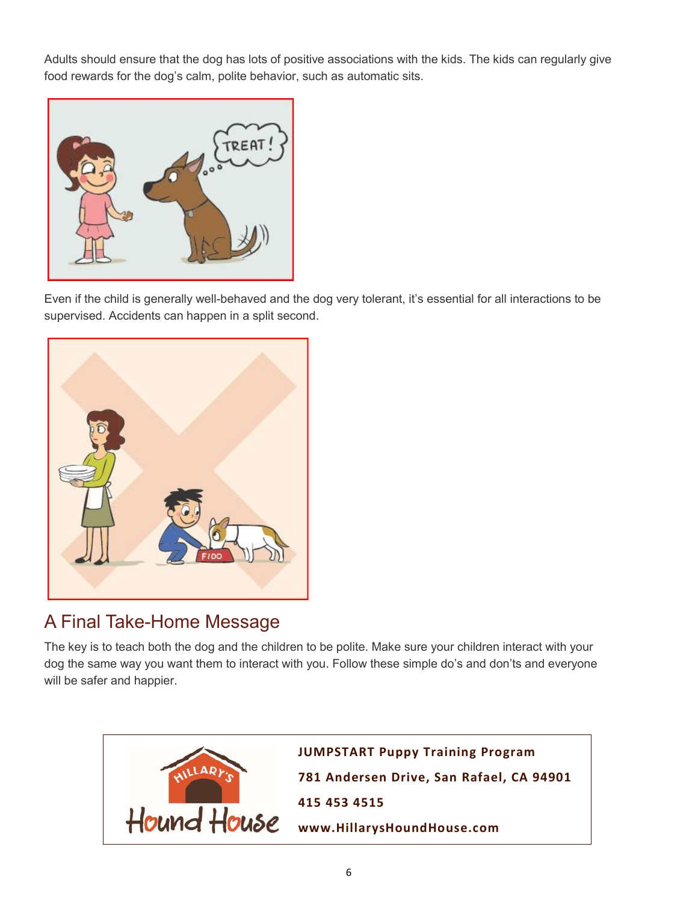Adults should ensure that the dog has lots of positive associations with the kids. The kids can regularly give food rewards for the dog's calm, polite behavior, such as automatic sits.

Even if the child is generally well-behaved and the dog very tolerant, it's essential for all interactions to be supervised. Accidents can happen in a split second.

## A Final Take-Home Message

The key is to teach both the dog and the children to be polite. Make sure your children interact with your dog the same way you want them to interact with you. Follow these simple do's and don'ts and everyone will be safer and happier.

**JUMPSTART Puppy Training Program**

**781 Andersen Drive, San Rafael, CA 94901**

**415 453 4515**

**www.HillarysHoundHouse.com**